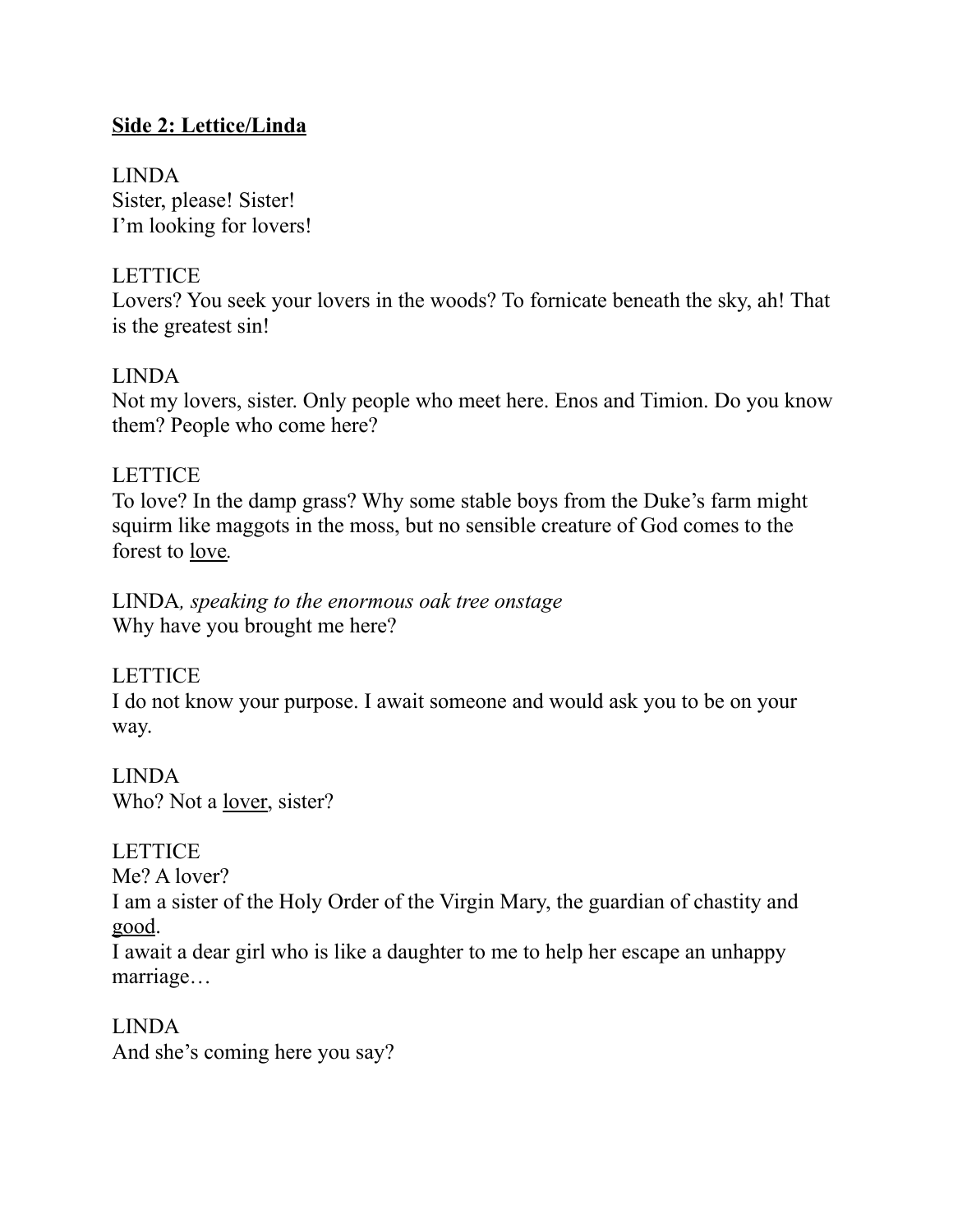**<u>Side 2: Lettice/Linda</u>**

LINDA
Sister, please! Sister!
I'm looking for lovers!

LETTICE
Lovers? You seek your lovers in the woods? To fornicate beneath the sky, ah! That is the greatest sin!

LINDA
Not my lovers, sister. Only people who meet here. Enos and Timion. Do you know them? People who come here?

LETTICE
To love? In the damp grass? Why some stable boys from the Duke's farm might squirm like maggots in the moss, but no sensible creature of God comes to the forest to <u>love</u>.

LINDA*, speaking to the enormous oak tree onstage*
Why have you brought me here?

LETTICE
I do not know your purpose. I await someone and would ask you to be on your way.

LINDA
Who? Not a <u>lover</u>, sister?

LETTICE
Me? A lover?
I am a sister of the Holy Order of the Virgin Mary, the guardian of chastity and <u>good</u>.
I await a dear girl who is like a daughter to me to help her escape an unhappy marriage…

LINDA
And she's coming here you say?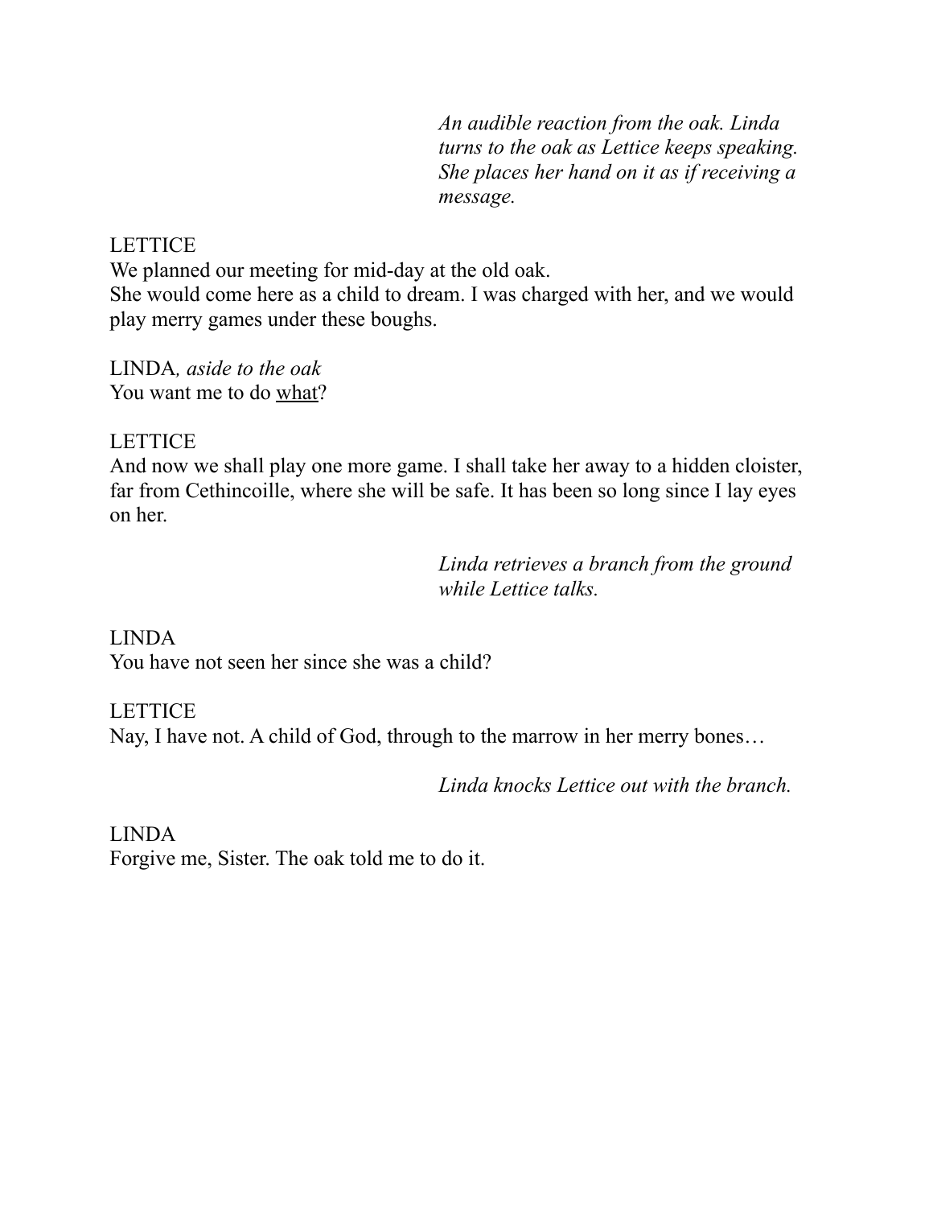*An audible reaction from the oak. Linda turns to the oak as Lettice keeps speaking. She places her hand on it as if receiving a message.*

LETTICE
We planned our meeting for mid-day at the old oak.
She would come here as a child to dream. I was charged with her, and we would play merry games under these boughs.

LINDA*, aside to the oak*
You want me to do <u>what</u>?

LETTICE
And now we shall play one more game. I shall take her away to a hidden cloister, far from Cethincoille, where she will be safe. It has been so long since I lay eyes on her.

*Linda retrieves a branch from the ground while Lettice talks.*

LINDA
You have not seen her since she was a child?

LETTICE
Nay, I have not. A child of God, through to the marrow in her merry bones…

*Linda knocks Lettice out with the branch.*

LINDA
Forgive me, Sister. The oak told me to do it.